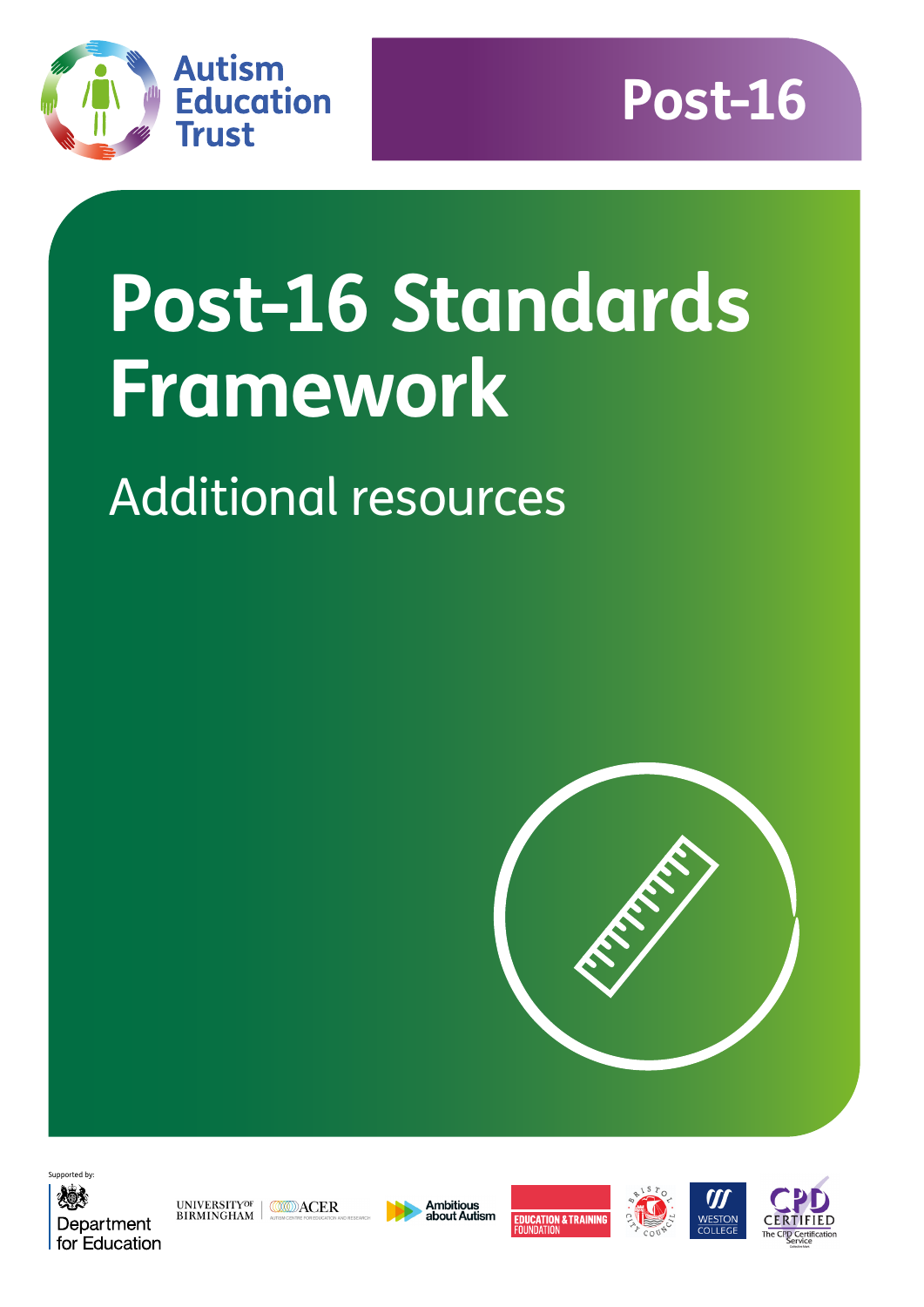Autism Education Trust

Post-16

# Post-16 Standards Framework

## Additional resources

Supported by:

Department for Education

University of Birmingham | ACER Autism Centre for Education and Research

Ambitious about Autism

Education & Training Foundation

Bristol City Council

Weston College

CPD Certified The CPD Certification Service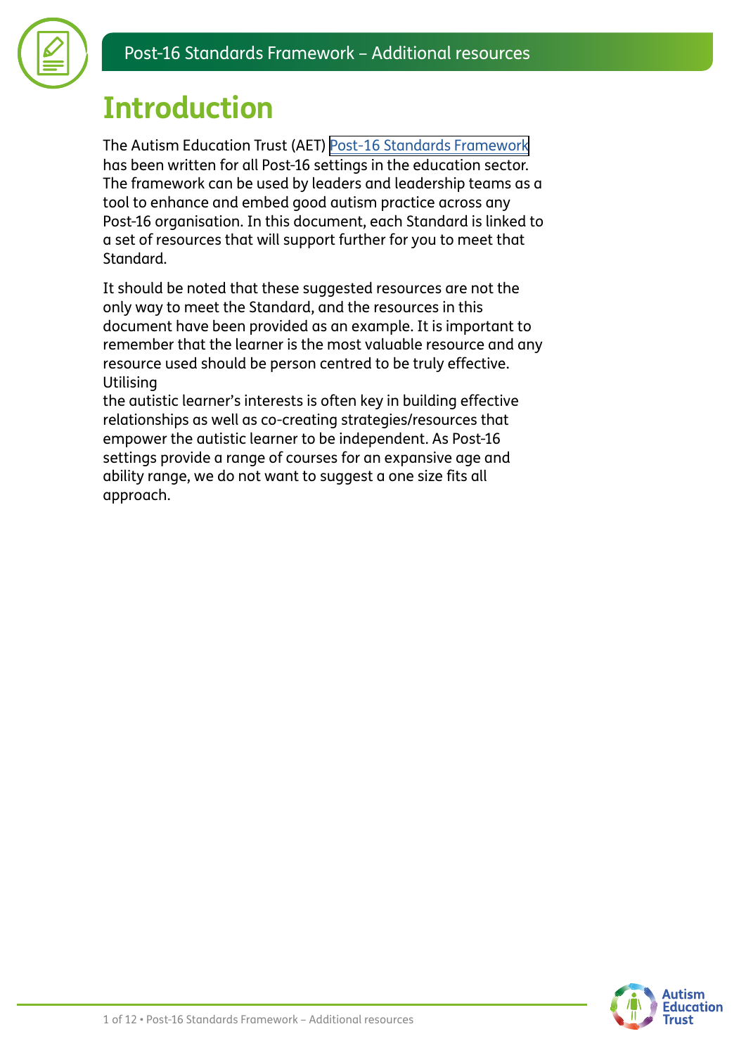# Introduction

The Autism Education Trust (AET) Post-16 Standards Framework has been written for all Post-16 settings in the education sector. The framework can be used by leaders and leadership teams as a tool to enhance and embed good autism practice across any Post-16 organisation. In this document, each Standard is linked to a set of resources that will support further for you to meet that Standard.

It should be noted that these suggested resources are not the only way to meet the Standard, and the resources in this document have been provided as an example. It is important to remember that the learner is the most valuable resource and any resource used should be person centred to be truly effective. Utilising the autistic learner's interests is often key in building effective relationships as well as co-creating strategies/resources that empower the autistic learner to be independent. As Post-16 settings provide a range of courses for an expansive age and ability range, we do not want to suggest a one size fits all approach.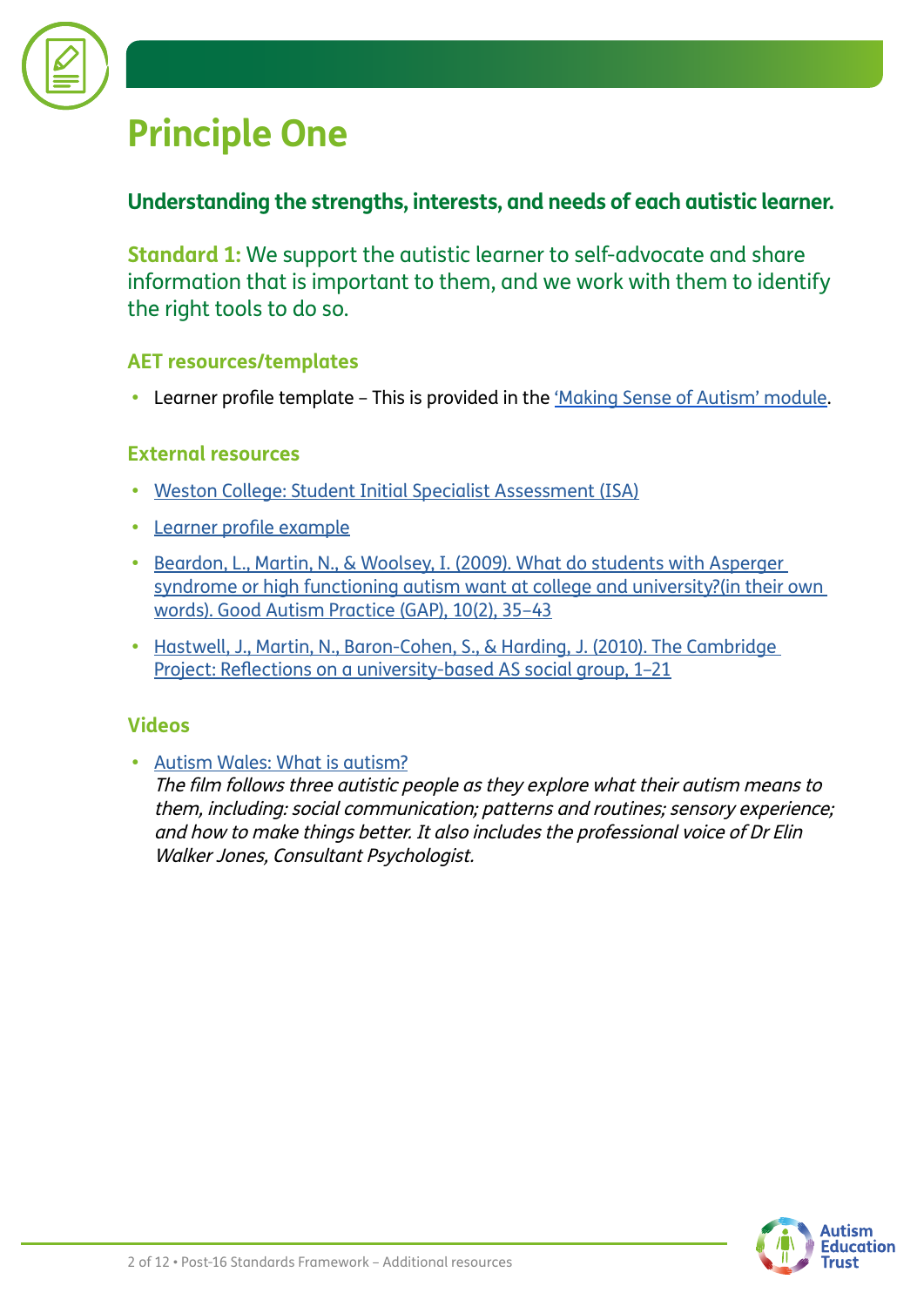# Principle One

**Understanding the strengths, interests, and needs of each autistic learner.**

**Standard 1:** We support the autistic learner to self-advocate and share information that is important to them, and we work with them to identify the right tools to do so.

### AET resources/templates

- Learner profile template – This is provided in the 'Making Sense of Autism' module.

### External resources

- Weston College: Student Initial Specialist Assessment (ISA)
- Learner profile example
- Beardon, L., Martin, N., & Woolsey, I. (2009). What do students with Asperger syndrome or high functioning autism want at college and university?(in their own words). Good Autism Practice (GAP), 10(2), 35–43
- Hastwell, J., Martin, N., Baron-Cohen, S., & Harding, J. (2010). The Cambridge Project: Reflections on a university-based AS social group, 1–21

### Videos

- Autism Wales: What is autism?
  *The film follows three autistic people as they explore what their autism means to them, including: social communication; patterns and routines; sensory experience; and how to make things better. It also includes the professional voice of Dr Elin Walker Jones, Consultant Psychologist.*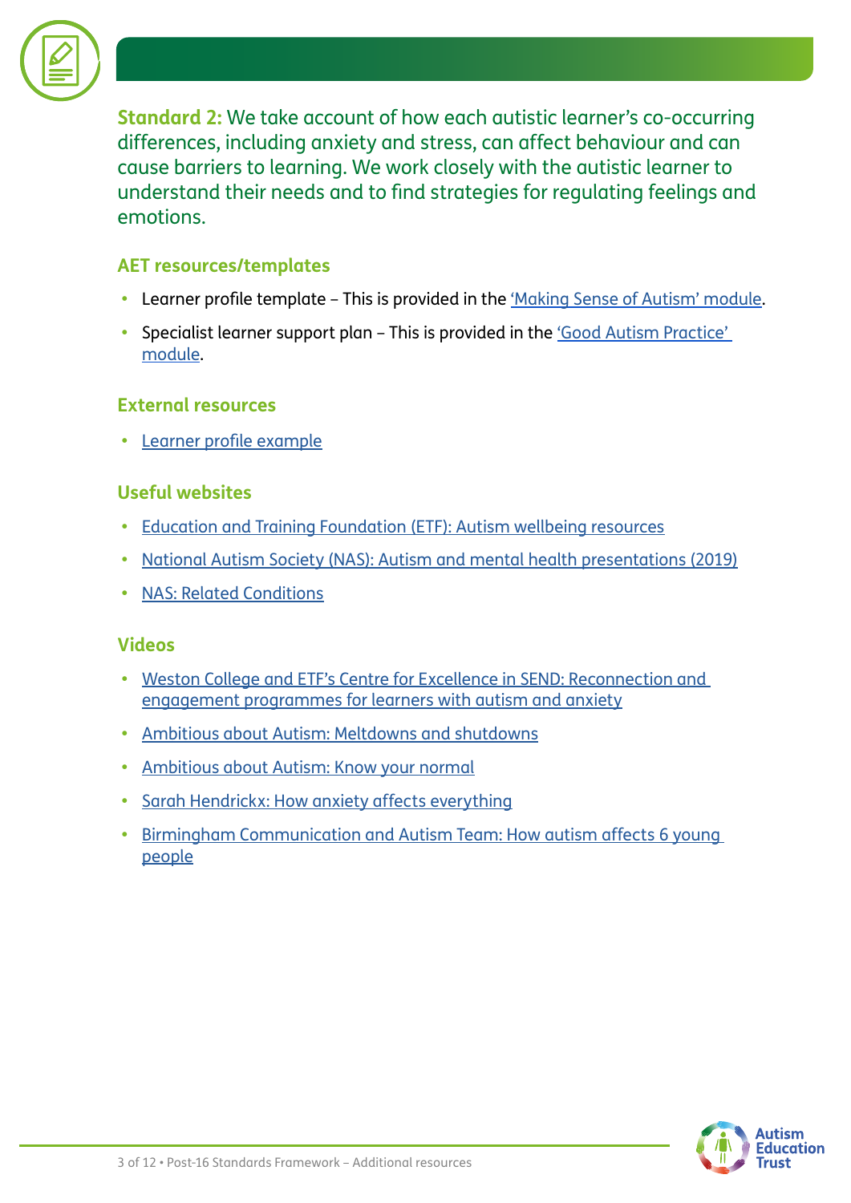**Standard 2:** We take account of how each autistic learner's co-occurring differences, including anxiety and stress, can affect behaviour and can cause barriers to learning. We work closely with the autistic learner to understand their needs and to find strategies for regulating feelings and emotions.

### AET resources/templates

- Learner profile template – This is provided in the 'Making Sense of Autism' module.
- Specialist learner support plan – This is provided in the 'Good Autism Practice' module.

### External resources

- Learner profile example

### Useful websites

- Education and Training Foundation (ETF): Autism wellbeing resources
- National Autism Society (NAS): Autism and mental health presentations (2019)
- NAS: Related Conditions

### Videos

- Weston College and ETF's Centre for Excellence in SEND: Reconnection and engagement programmes for learners with autism and anxiety
- Ambitious about Autism: Meltdowns and shutdowns
- Ambitious about Autism: Know your normal
- Sarah Hendrickx: How anxiety affects everything
- Birmingham Communication and Autism Team: How autism affects 6 young people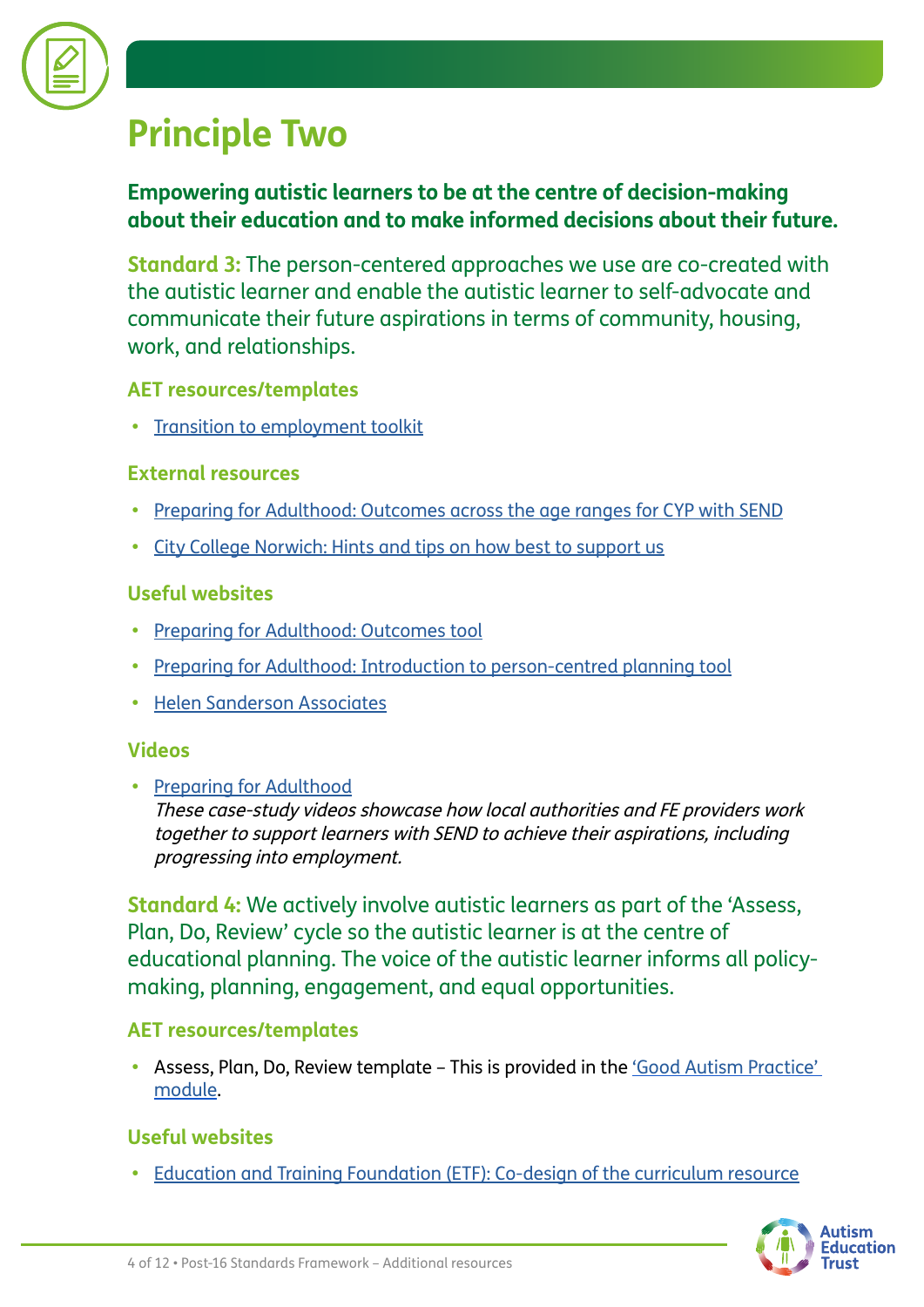# Principle Two

**Empowering autistic learners to be at the centre of decision-making about their education and to make informed decisions about their future.**

**Standard 3:** The person-centered approaches we use are co-created with the autistic learner and enable the autistic learner to self-advocate and communicate their future aspirations in terms of community, housing, work, and relationships.

### AET resources/templates

- Transition to employment toolkit

### External resources

- Preparing for Adulthood: Outcomes across the age ranges for CYP with SEND
- City College Norwich: Hints and tips on how best to support us

### Useful websites

- Preparing for Adulthood: Outcomes tool
- Preparing for Adulthood: Introduction to person-centred planning tool
- Helen Sanderson Associates

### Videos

- Preparing for Adulthood
  *These case-study videos showcase how local authorities and FE providers work together to support learners with SEND to achieve their aspirations, including progressing into employment.*

**Standard 4:** We actively involve autistic learners as part of the 'Assess, Plan, Do, Review' cycle so the autistic learner is at the centre of educational planning. The voice of the autistic learner informs all policy-making, planning, engagement, and equal opportunities.

### AET resources/templates

- Assess, Plan, Do, Review template – This is provided in the 'Good Autism Practice' module.

### Useful websites

- Education and Training Foundation (ETF): Co-design of the curriculum resource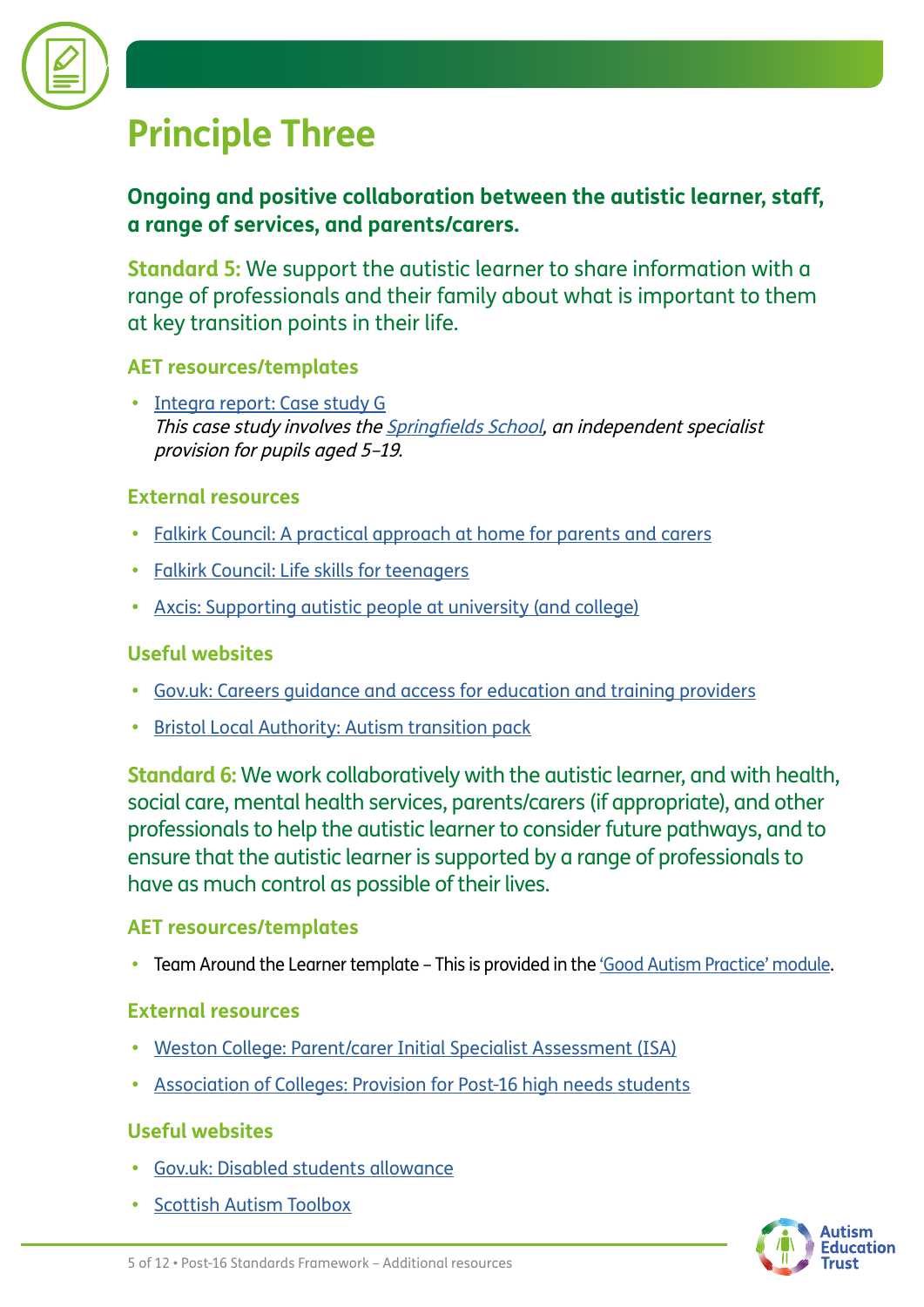# Principle Three

**Ongoing and positive collaboration between the autistic learner, staff, a range of services, and parents/carers.**

**Standard 5:** We support the autistic learner to share information with a range of professionals and their family about what is important to them at key transition points in their life.

### AET resources/templates

- Integra report: Case study G
  *This case study involves the Springfields School, an independent specialist provision for pupils aged 5–19.*

### External resources

- Falkirk Council: A practical approach at home for parents and carers
- Falkirk Council: Life skills for teenagers
- Axcis: Supporting autistic people at university (and college)

### Useful websites

- Gov.uk: Careers guidance and access for education and training providers
- Bristol Local Authority: Autism transition pack

**Standard 6:** We work collaboratively with the autistic learner, and with health, social care, mental health services, parents/carers (if appropriate), and other professionals to help the autistic learner to consider future pathways, and to ensure that the autistic learner is supported by a range of professionals to have as much control as possible of their lives.

### AET resources/templates

- Team Around the Learner template – This is provided in the 'Good Autism Practice' module.

### External resources

- Weston College: Parent/carer Initial Specialist Assessment (ISA)
- Association of Colleges: Provision for Post-16 high needs students

### Useful websites

- Gov.uk: Disabled students allowance
- Scottish Autism Toolbox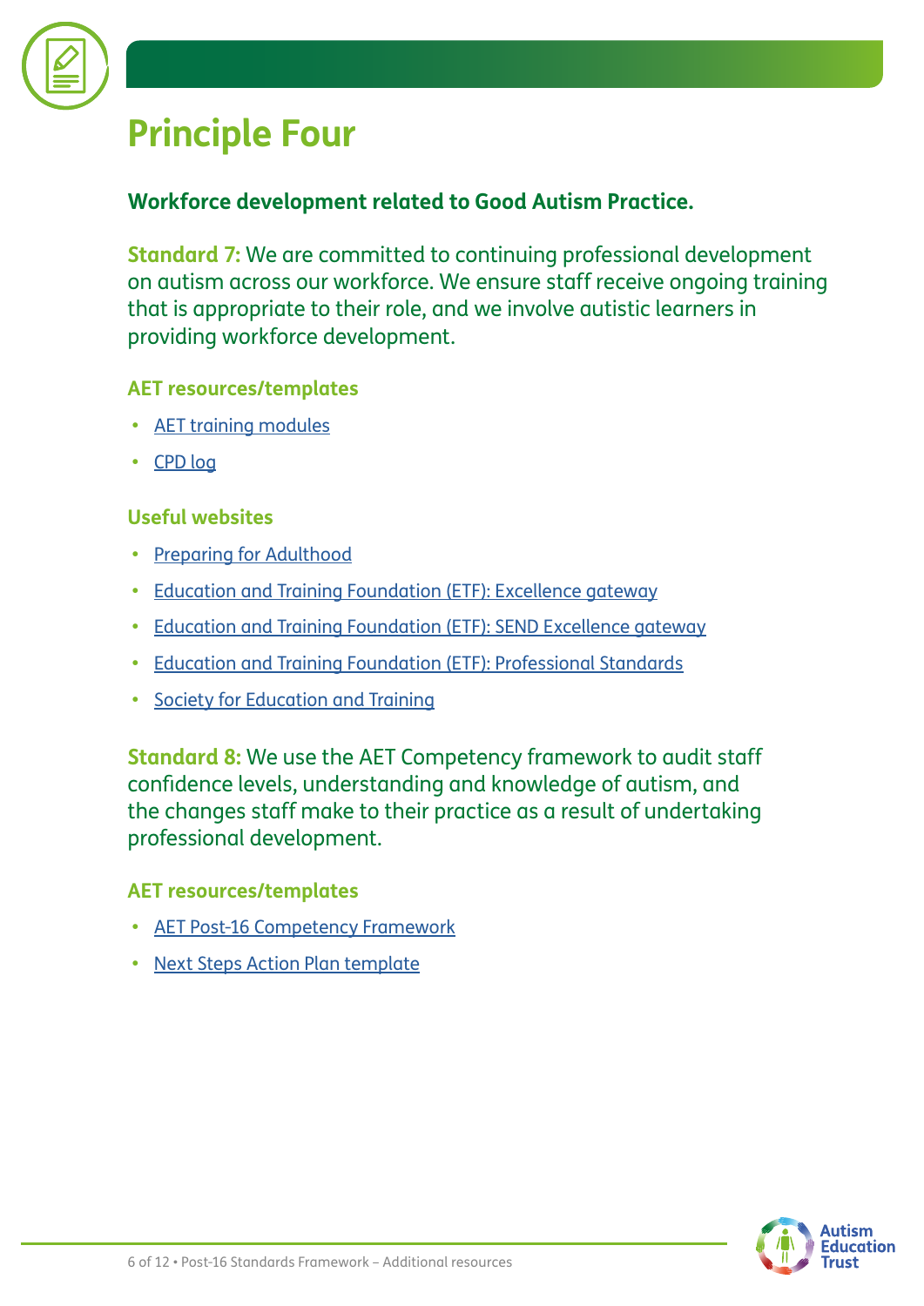# Principle Four

**Workforce development related to Good Autism Practice.**

**Standard 7:** We are committed to continuing professional development on autism across our workforce. We ensure staff receive ongoing training that is appropriate to their role, and we involve autistic learners in providing workforce development.

### AET resources/templates

- AET training modules
- CPD log

### Useful websites

- Preparing for Adulthood
- Education and Training Foundation (ETF): Excellence gateway
- Education and Training Foundation (ETF): SEND Excellence gateway
- Education and Training Foundation (ETF): Professional Standards
- Society for Education and Training

**Standard 8:** We use the AET Competency framework to audit staff confidence levels, understanding and knowledge of autism, and the changes staff make to their practice as a result of undertaking professional development.

### AET resources/templates

- AET Post-16 Competency Framework
- Next Steps Action Plan template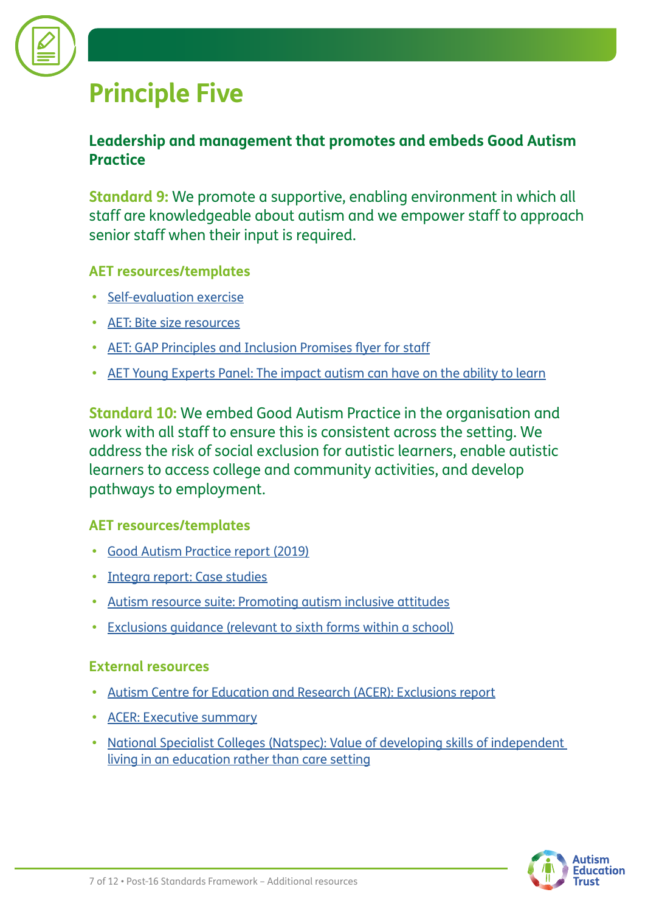# Principle Five

## Leadership and management that promotes and embeds Good Autism Practice

**Standard 9:** We promote a supportive, enabling environment in which all staff are knowledgeable about autism and we empower staff to approach senior staff when their input is required.

### AET resources/templates

- Self-evaluation exercise
- AET: Bite size resources
- AET: GAP Principles and Inclusion Promises flyer for staff
- AET Young Experts Panel: The impact autism can have on the ability to learn

**Standard 10:** We embed Good Autism Practice in the organisation and work with all staff to ensure this is consistent across the setting. We address the risk of social exclusion for autistic learners, enable autistic learners to access college and community activities, and develop pathways to employment.

### AET resources/templates

- Good Autism Practice report (2019)
- Integra report: Case studies
- Autism resource suite: Promoting autism inclusive attitudes
- Exclusions guidance (relevant to sixth forms within a school)

### External resources

- Autism Centre for Education and Research (ACER): Exclusions report
- ACER: Executive summary
- National Specialist Colleges (Natspec): Value of developing skills of independent living in an education rather than care setting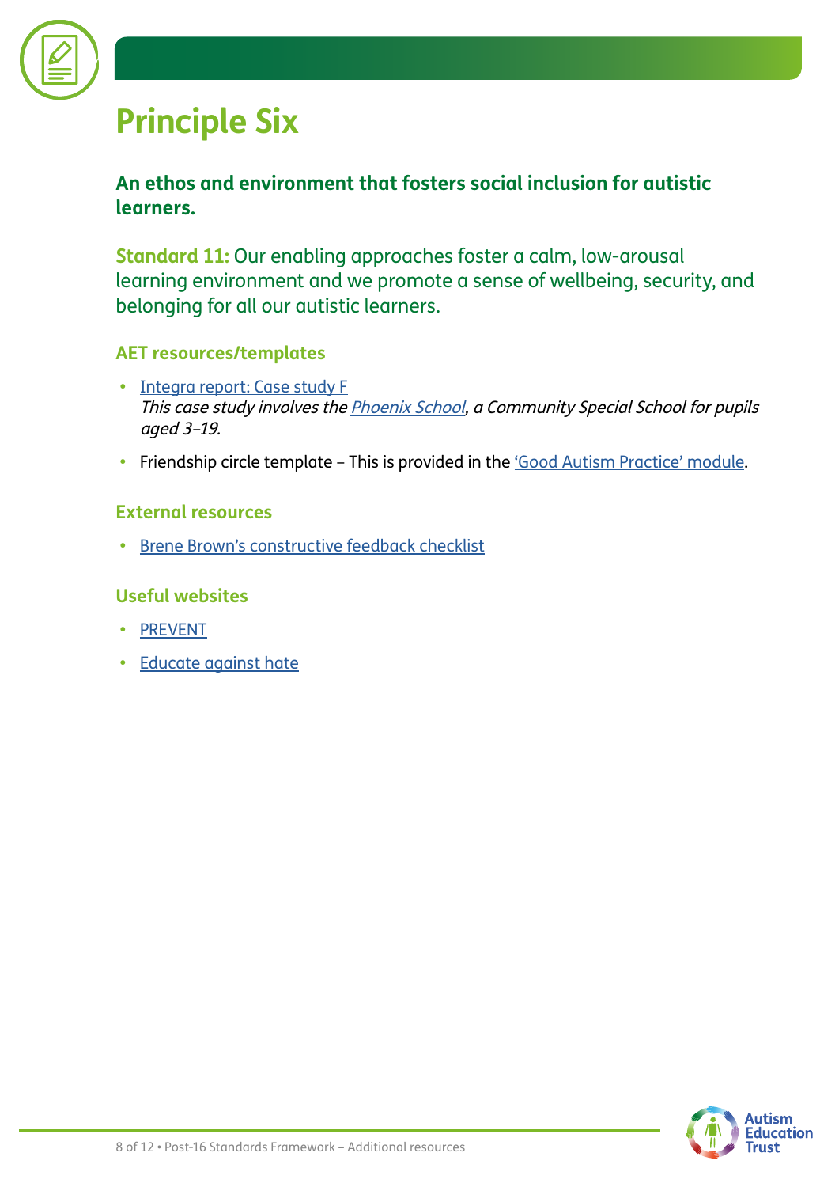# Principle Six

**An ethos and environment that fosters social inclusion for autistic learners.**

**Standard 11:** Our enabling approaches foster a calm, low-arousal learning environment and we promote a sense of wellbeing, security, and belonging for all our autistic learners.

### AET resources/templates

- Integra report: Case study F
  *This case study involves the Phoenix School, a Community Special School for pupils aged 3–19.*
- Friendship circle template – This is provided in the 'Good Autism Practice' module.

### External resources

- Brene Brown's constructive feedback checklist

### Useful websites

- PREVENT
- Educate against hate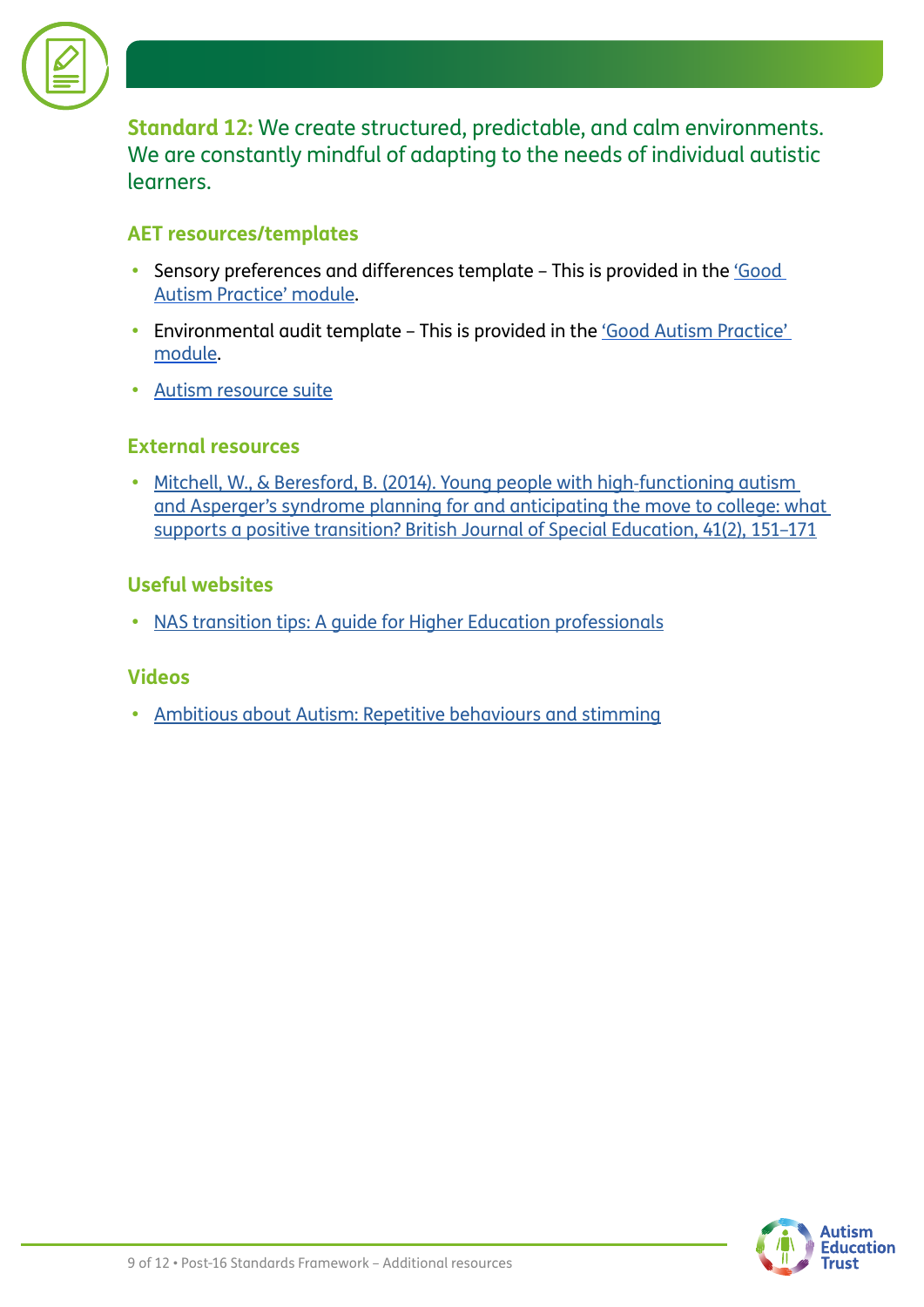**Standard 12:** We create structured, predictable, and calm environments. We are constantly mindful of adapting to the needs of individual autistic learners.

### AET resources/templates

- Sensory preferences and differences template – This is provided in the 'Good Autism Practice' module.
- Environmental audit template – This is provided in the 'Good Autism Practice' module.
- Autism resource suite

### External resources

- Mitchell, W., & Beresford, B. (2014). Young people with high-functioning autism and Asperger's syndrome planning for and anticipating the move to college: what supports a positive transition? British Journal of Special Education, 41(2), 151–171

### Useful websites

- NAS transition tips: A guide for Higher Education professionals

### Videos

- Ambitious about Autism: Repetitive behaviours and stimming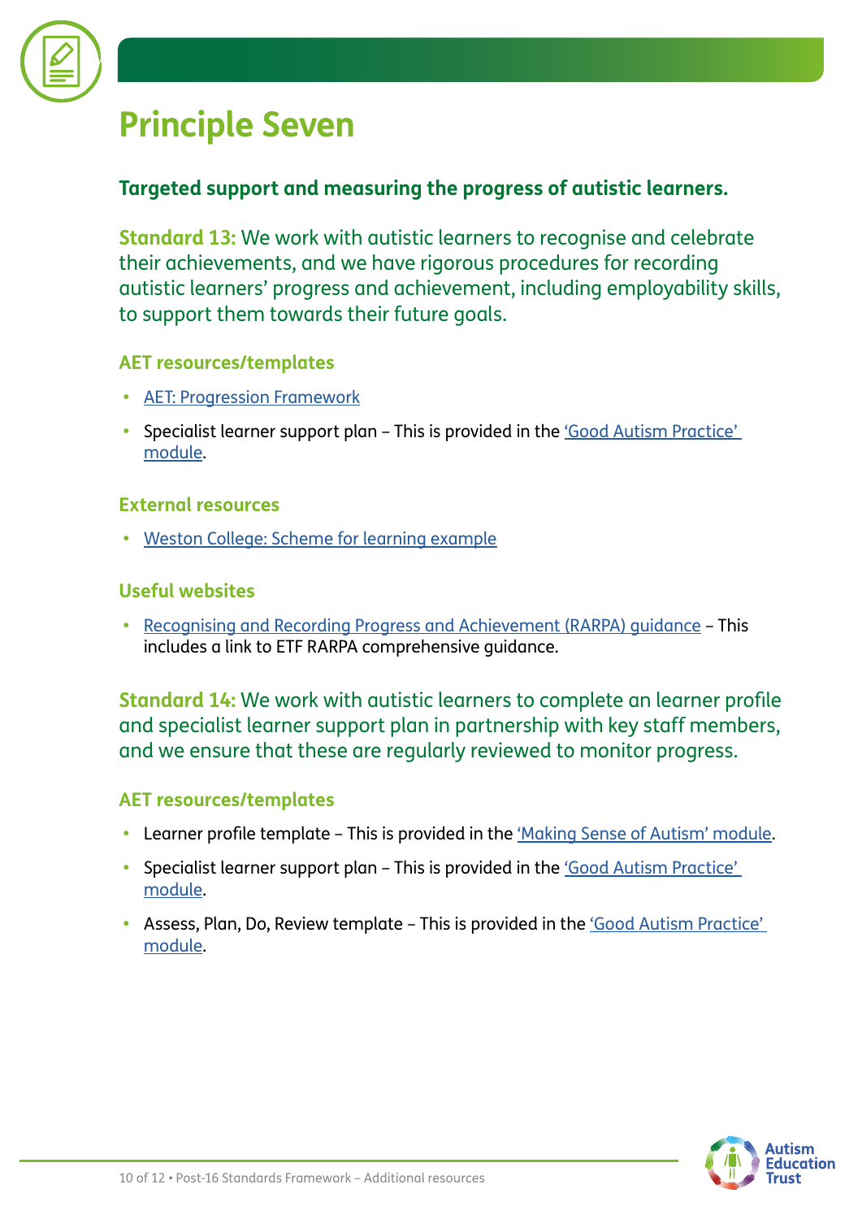# Principle Seven

**Targeted support and measuring the progress of autistic learners.**

**Standard 13:** We work with autistic learners to recognise and celebrate their achievements, and we have rigorous procedures for recording autistic learners' progress and achievement, including employability skills, to support them towards their future goals.

### AET resources/templates

- AET: Progression Framework
- Specialist learner support plan – This is provided in the 'Good Autism Practice' module.

### External resources

- Weston College: Scheme for learning example

### Useful websites

- Recognising and Recording Progress and Achievement (RARPA) guidance – This includes a link to ETF RARPA comprehensive guidance.

**Standard 14:** We work with autistic learners to complete an learner profile and specialist learner support plan in partnership with key staff members, and we ensure that these are regularly reviewed to monitor progress.

### AET resources/templates

- Learner profile template – This is provided in the 'Making Sense of Autism' module.
- Specialist learner support plan – This is provided in the 'Good Autism Practice' module.
- Assess, Plan, Do, Review template – This is provided in the 'Good Autism Practice' module.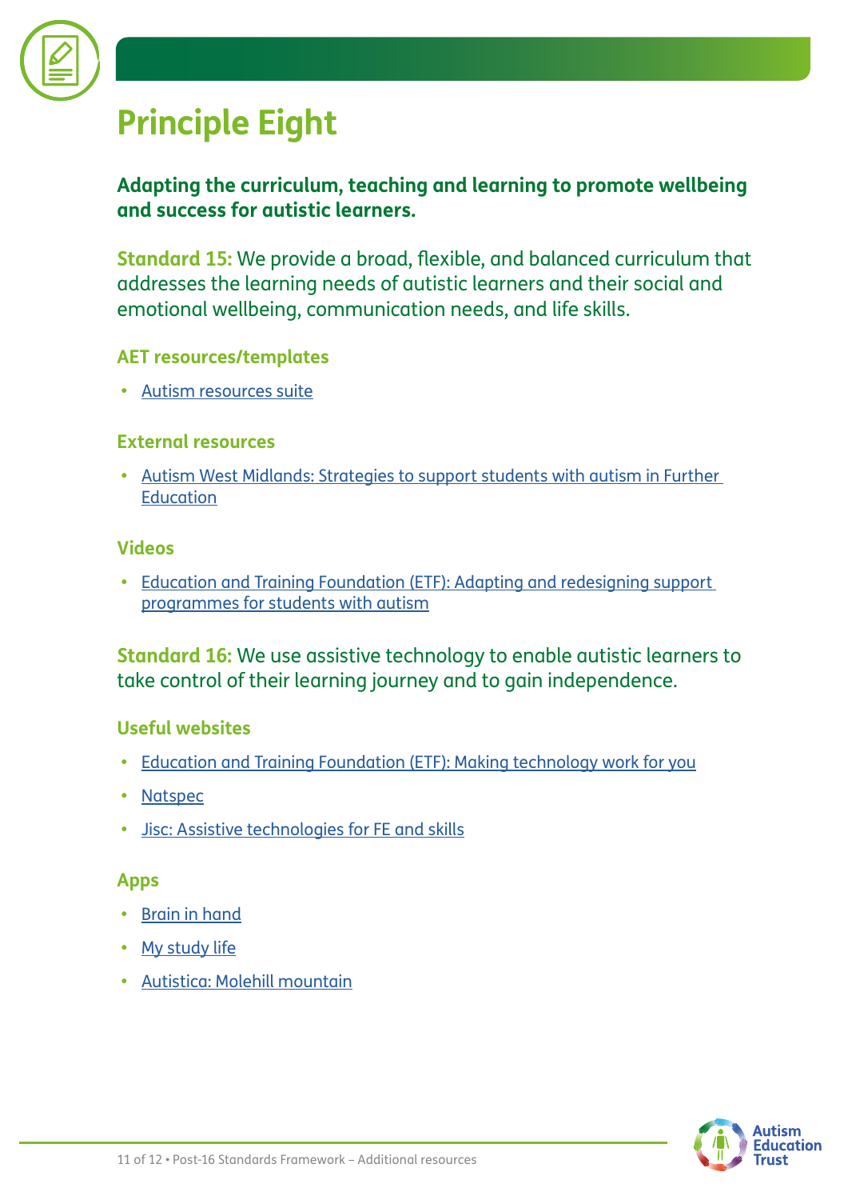# Principle Eight

**Adapting the curriculum, teaching and learning to promote wellbeing and success for autistic learners.**

**Standard 15:** We provide a broad, flexible, and balanced curriculum that addresses the learning needs of autistic learners and their social and emotional wellbeing, communication needs, and life skills.

### AET resources/templates

- Autism resources suite

### External resources

- Autism West Midlands: Strategies to support students with autism in Further Education

### Videos

- Education and Training Foundation (ETF): Adapting and redesigning support programmes for students with autism

**Standard 16:** We use assistive technology to enable autistic learners to take control of their learning journey and to gain independence.

### Useful websites

- Education and Training Foundation (ETF): Making technology work for you
- Natspec
- Jisc: Assistive technologies for FE and skills

### Apps

- Brain in hand
- My study life
- Autistica: Molehill mountain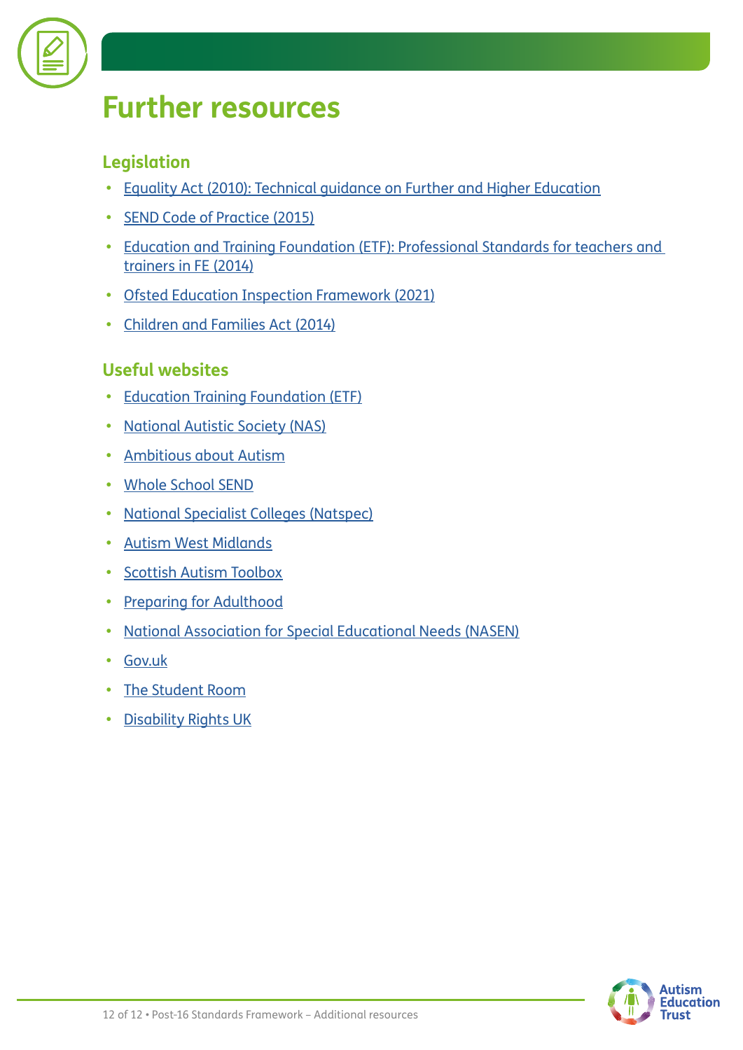# Further resources

## Legislation

- Equality Act (2010): Technical guidance on Further and Higher Education
- SEND Code of Practice (2015)
- Education and Training Foundation (ETF): Professional Standards for teachers and trainers in FE (2014)
- Ofsted Education Inspection Framework (2021)
- Children and Families Act (2014)

## Useful websites

- Education Training Foundation (ETF)
- National Autistic Society (NAS)
- Ambitious about Autism
- Whole School SEND
- National Specialist Colleges (Natspec)
- Autism West Midlands
- Scottish Autism Toolbox
- Preparing for Adulthood
- National Association for Special Educational Needs (NASEN)
- Gov.uk
- The Student Room
- Disability Rights UK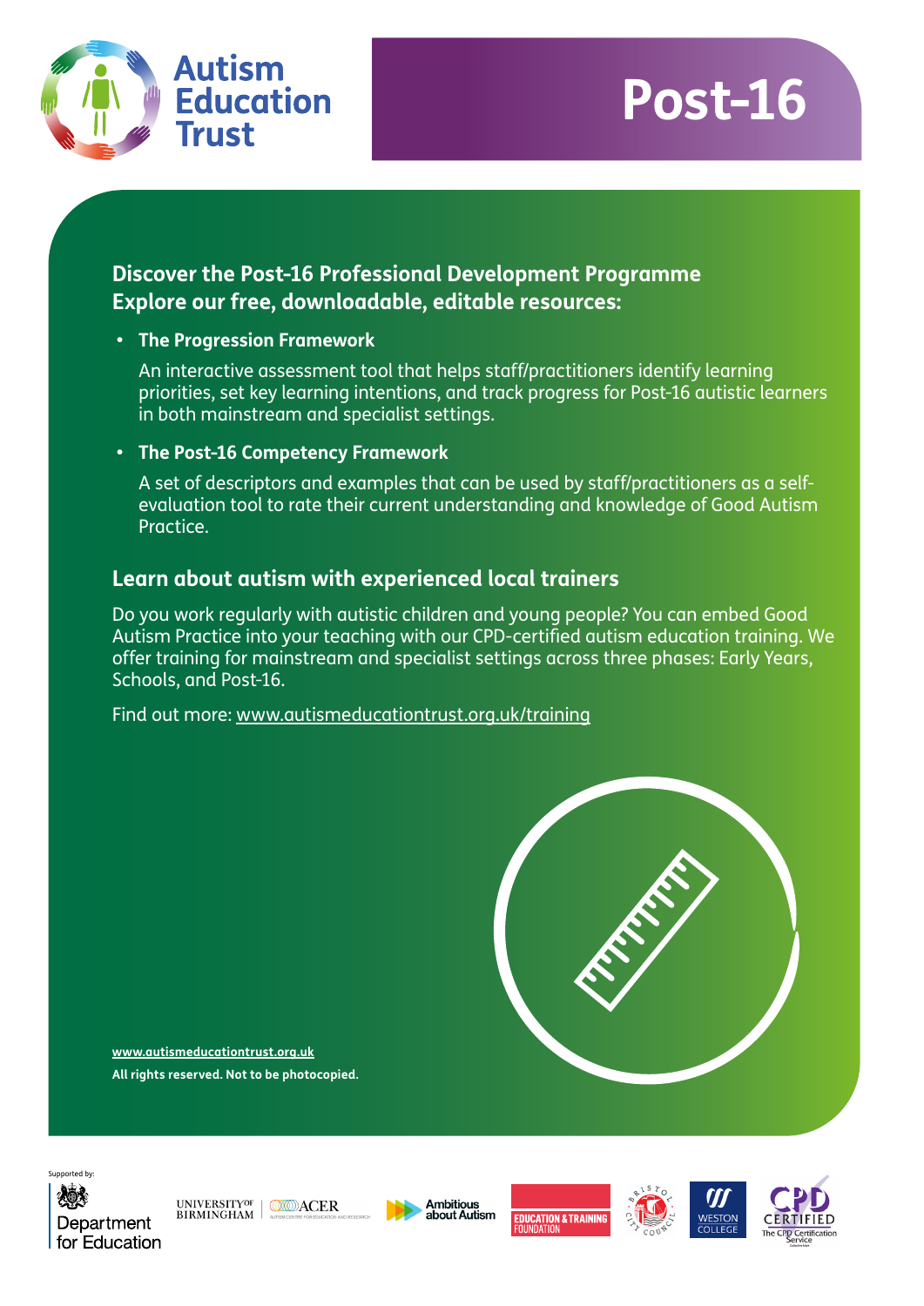Autism Education Trust

# Post-16

## Discover the Post-16 Professional Development Programme
## Explore our free, downloadable, editable resources:

- **The Progression Framework**

  An interactive assessment tool that helps staff/practitioners identify learning priorities, set key learning intentions, and track progress for Post-16 autistic learners in both mainstream and specialist settings.

- **The Post-16 Competency Framework**

  A set of descriptors and examples that can be used by staff/practitioners as a self-evaluation tool to rate their current understanding and knowledge of Good Autism Practice.

## Learn about autism with experienced local trainers

Do you work regularly with autistic children and young people? You can embed Good Autism Practice into your teaching with our CPD-certified autism education training. We offer training for mainstream and specialist settings across three phases: Early Years, Schools, and Post-16.

Find out more: www.autismeducationtrust.org.uk/training

**www.autismeducationtrust.org.uk**

**All rights reserved. Not to be photocopied.**

Supported by:

Department for Education

University of Birmingham | ACER Autism Centre for Education and Research

Ambitious about Autism

Education & Training Foundation

Bristol City Council

Weston College

CPD Certified The CPD Certification Service